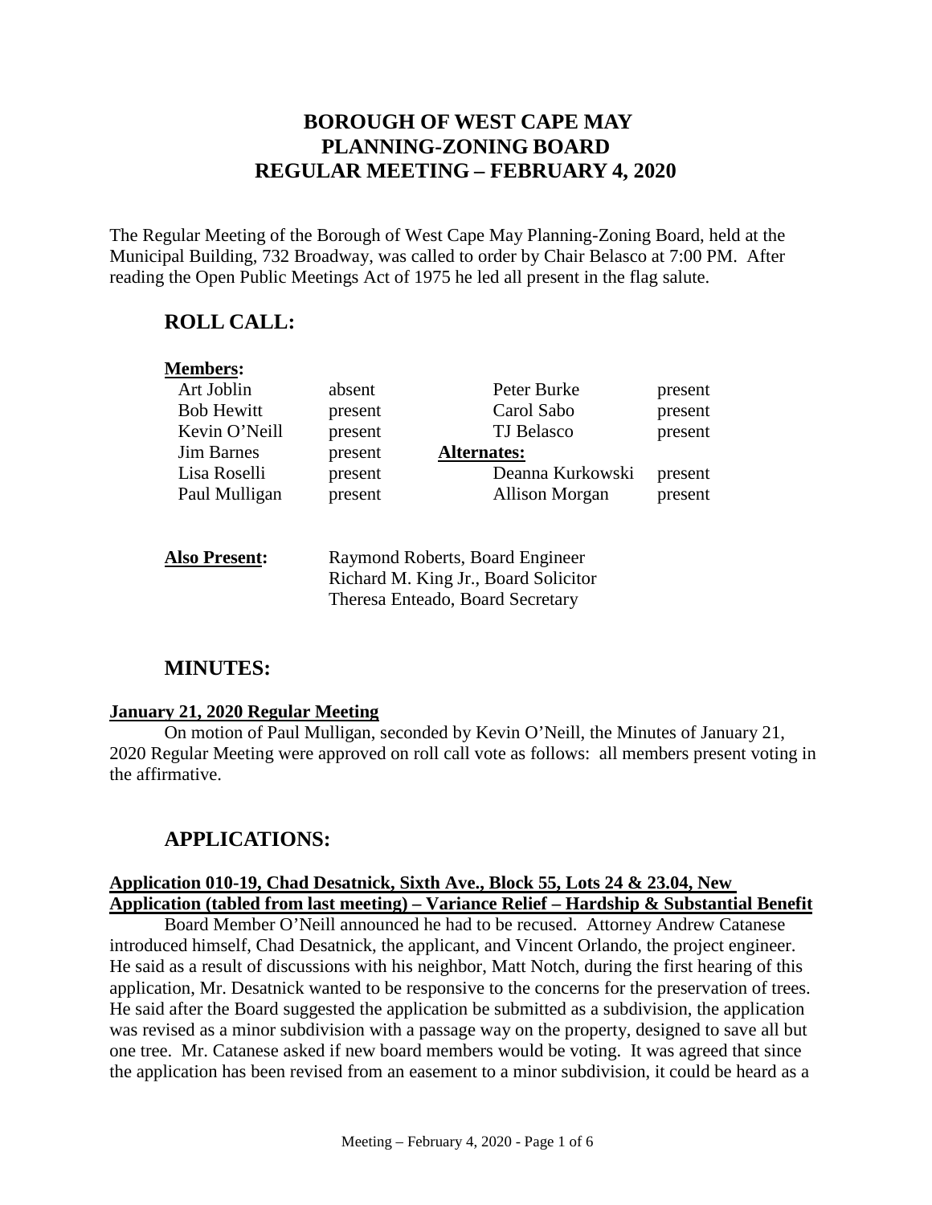# BOROUGH OF WEST CAPE MAY
# PLANNING-ZONING BOARD
# REGULAR MEETING – FEBRUARY 4, 2020

The Regular Meeting of the Borough of West Cape May Planning-Zoning Board, held at the Municipal Building, 732 Broadway, was called to order by Chair Belasco at 7:00 PM. After reading the Open Public Meetings Act of 1975 he led all present in the flag salute.

## ROLL CALL:

**Members:**

| | | | |
|---|---|---|---|
| Art Joblin | absent | Peter Burke | present |
| Bob Hewitt | present | Carol Sabo | present |
| Kevin O'Neill | present | TJ Belasco | present |
| Jim Barnes | present | **Alternates:** | |
| Lisa Roselli | present | Deanna Kurkowski | present |
| Paul Mulligan | present | Allison Morgan | present |

**Also Present:** Raymond Roberts, Board Engineer
Richard M. King Jr., Board Solicitor
Theresa Enteado, Board Secretary

## MINUTES:

**January 21, 2020 Regular Meeting**

On motion of Paul Mulligan, seconded by Kevin O'Neill, the Minutes of January 21, 2020 Regular Meeting were approved on roll call vote as follows: all members present voting in the affirmative.

## APPLICATIONS:

**Application 010-19, Chad Desatnick, Sixth Ave., Block 55, Lots 24 & 23.04, New Application (tabled from last meeting) – Variance Relief – Hardship & Substantial Benefit**

Board Member O'Neill announced he had to be recused. Attorney Andrew Catanese introduced himself, Chad Desatnick, the applicant, and Vincent Orlando, the project engineer. He said as a result of discussions with his neighbor, Matt Notch, during the first hearing of this application, Mr. Desatnick wanted to be responsive to the concerns for the preservation of trees. He said after the Board suggested the application be submitted as a subdivision, the application was revised as a minor subdivision with a passage way on the property, designed to save all but one tree. Mr. Catanese asked if new board members would be voting. It was agreed that since the application has been revised from an easement to a minor subdivision, it could be heard as a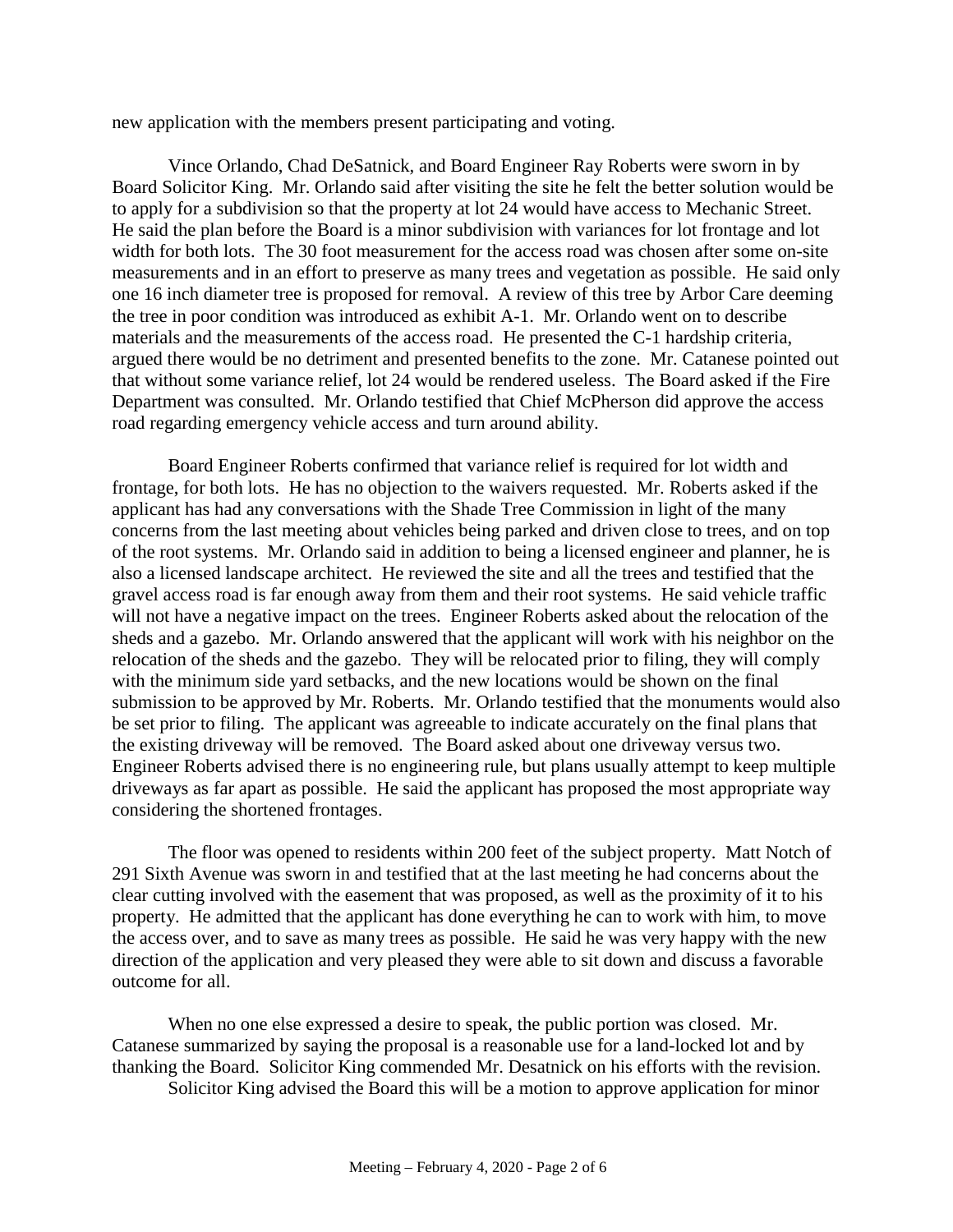new application with the members present participating and voting.

Vince Orlando, Chad DeSatnick, and Board Engineer Ray Roberts were sworn in by Board Solicitor King. Mr. Orlando said after visiting the site he felt the better solution would be to apply for a subdivision so that the property at lot 24 would have access to Mechanic Street. He said the plan before the Board is a minor subdivision with variances for lot frontage and lot width for both lots. The 30 foot measurement for the access road was chosen after some on-site measurements and in an effort to preserve as many trees and vegetation as possible. He said only one 16 inch diameter tree is proposed for removal. A review of this tree by Arbor Care deeming the tree in poor condition was introduced as exhibit A-1. Mr. Orlando went on to describe materials and the measurements of the access road. He presented the C-1 hardship criteria, argued there would be no detriment and presented benefits to the zone. Mr. Catanese pointed out that without some variance relief, lot 24 would be rendered useless. The Board asked if the Fire Department was consulted. Mr. Orlando testified that Chief McPherson did approve the access road regarding emergency vehicle access and turn around ability.

Board Engineer Roberts confirmed that variance relief is required for lot width and frontage, for both lots. He has no objection to the waivers requested. Mr. Roberts asked if the applicant has had any conversations with the Shade Tree Commission in light of the many concerns from the last meeting about vehicles being parked and driven close to trees, and on top of the root systems. Mr. Orlando said in addition to being a licensed engineer and planner, he is also a licensed landscape architect. He reviewed the site and all the trees and testified that the gravel access road is far enough away from them and their root systems. He said vehicle traffic will not have a negative impact on the trees. Engineer Roberts asked about the relocation of the sheds and a gazebo. Mr. Orlando answered that the applicant will work with his neighbor on the relocation of the sheds and the gazebo. They will be relocated prior to filing, they will comply with the minimum side yard setbacks, and the new locations would be shown on the final submission to be approved by Mr. Roberts. Mr. Orlando testified that the monuments would also be set prior to filing. The applicant was agreeable to indicate accurately on the final plans that the existing driveway will be removed. The Board asked about one driveway versus two. Engineer Roberts advised there is no engineering rule, but plans usually attempt to keep multiple driveways as far apart as possible. He said the applicant has proposed the most appropriate way considering the shortened frontages.

The floor was opened to residents within 200 feet of the subject property. Matt Notch of 291 Sixth Avenue was sworn in and testified that at the last meeting he had concerns about the clear cutting involved with the easement that was proposed, as well as the proximity of it to his property. He admitted that the applicant has done everything he can to work with him, to move the access over, and to save as many trees as possible. He said he was very happy with the new direction of the application and very pleased they were able to sit down and discuss a favorable outcome for all.

When no one else expressed a desire to speak, the public portion was closed. Mr. Catanese summarized by saying the proposal is a reasonable use for a land-locked lot and by thanking the Board. Solicitor King commended Mr. Desatnick on his efforts with the revision.

Solicitor King advised the Board this will be a motion to approve application for minor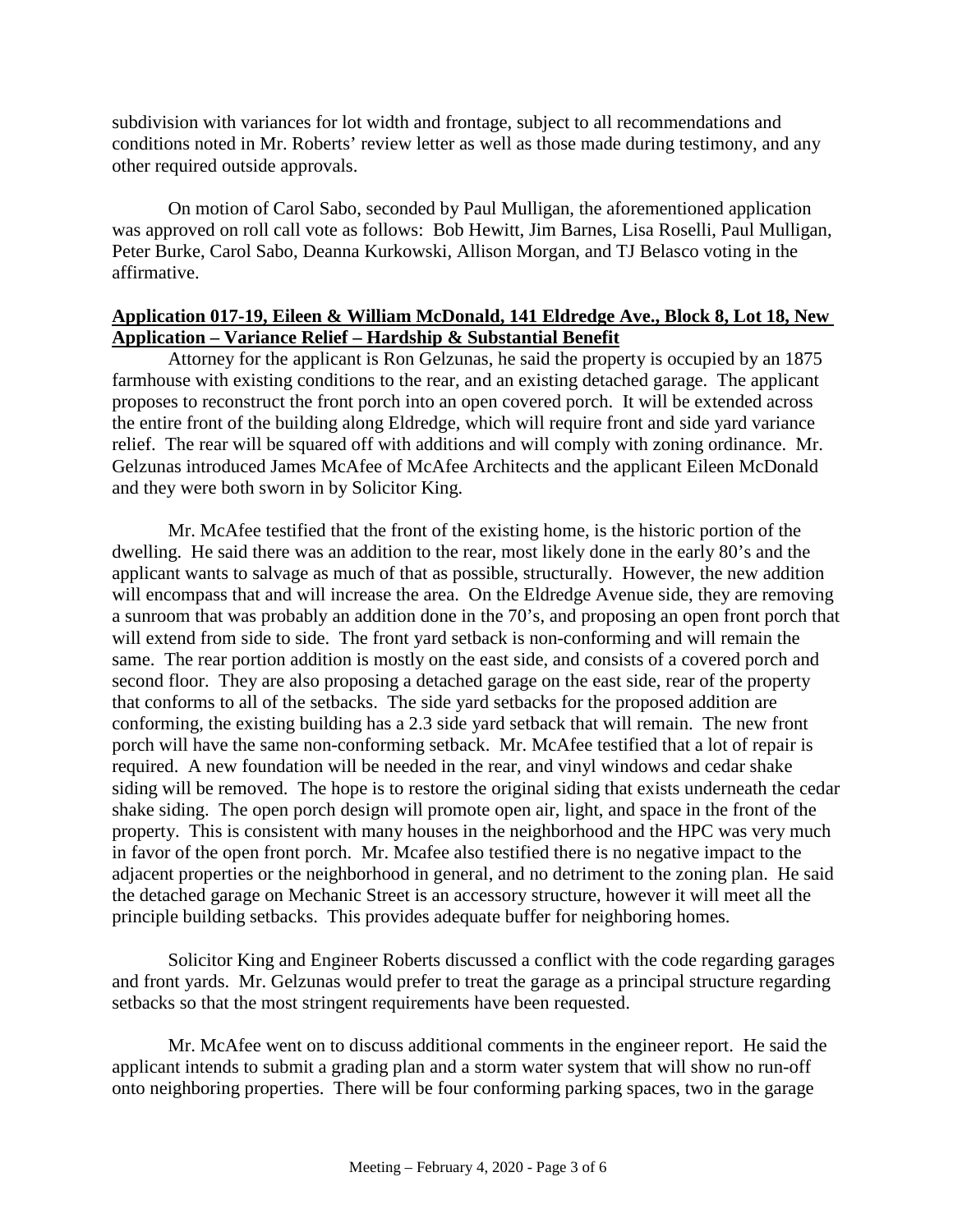subdivision with variances for lot width and frontage, subject to all recommendations and conditions noted in Mr. Roberts' review letter as well as those made during testimony, and any other required outside approvals.

On motion of Carol Sabo, seconded by Paul Mulligan, the aforementioned application was approved on roll call vote as follows: Bob Hewitt, Jim Barnes, Lisa Roselli, Paul Mulligan, Peter Burke, Carol Sabo, Deanna Kurkowski, Allison Morgan, and TJ Belasco voting in the affirmative.

**Application 017-19, Eileen & William McDonald, 141 Eldredge Ave., Block 8, Lot 18, New Application – Variance Relief – Hardship & Substantial Benefit**

Attorney for the applicant is Ron Gelzunas, he said the property is occupied by an 1875 farmhouse with existing conditions to the rear, and an existing detached garage. The applicant proposes to reconstruct the front porch into an open covered porch. It will be extended across the entire front of the building along Eldredge, which will require front and side yard variance relief. The rear will be squared off with additions and will comply with zoning ordinance. Mr. Gelzunas introduced James McAfee of McAfee Architects and the applicant Eileen McDonald and they were both sworn in by Solicitor King.

Mr. McAfee testified that the front of the existing home, is the historic portion of the dwelling. He said there was an addition to the rear, most likely done in the early 80's and the applicant wants to salvage as much of that as possible, structurally. However, the new addition will encompass that and will increase the area. On the Eldredge Avenue side, they are removing a sunroom that was probably an addition done in the 70's, and proposing an open front porch that will extend from side to side. The front yard setback is non-conforming and will remain the same. The rear portion addition is mostly on the east side, and consists of a covered porch and second floor. They are also proposing a detached garage on the east side, rear of the property that conforms to all of the setbacks. The side yard setbacks for the proposed addition are conforming, the existing building has a 2.3 side yard setback that will remain. The new front porch will have the same non-conforming setback. Mr. McAfee testified that a lot of repair is required. A new foundation will be needed in the rear, and vinyl windows and cedar shake siding will be removed. The hope is to restore the original siding that exists underneath the cedar shake siding. The open porch design will promote open air, light, and space in the front of the property. This is consistent with many houses in the neighborhood and the HPC was very much in favor of the open front porch. Mr. Mcafee also testified there is no negative impact to the adjacent properties or the neighborhood in general, and no detriment to the zoning plan. He said the detached garage on Mechanic Street is an accessory structure, however it will meet all the principle building setbacks. This provides adequate buffer for neighboring homes.

Solicitor King and Engineer Roberts discussed a conflict with the code regarding garages and front yards. Mr. Gelzunas would prefer to treat the garage as a principal structure regarding setbacks so that the most stringent requirements have been requested.

Mr. McAfee went on to discuss additional comments in the engineer report. He said the applicant intends to submit a grading plan and a storm water system that will show no run-off onto neighboring properties. There will be four conforming parking spaces, two in the garage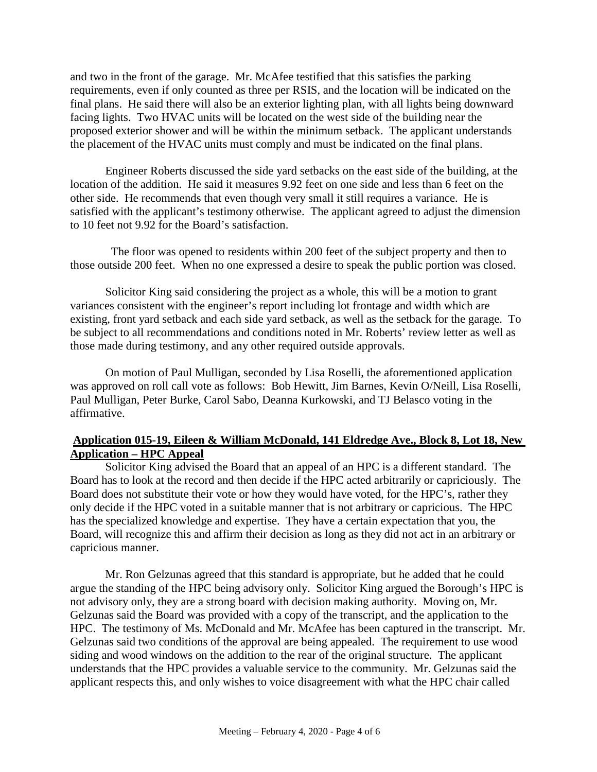and two in the front of the garage. Mr. McAfee testified that this satisfies the parking requirements, even if only counted as three per RSIS, and the location will be indicated on the final plans. He said there will also be an exterior lighting plan, with all lights being downward facing lights. Two HVAC units will be located on the west side of the building near the proposed exterior shower and will be within the minimum setback. The applicant understands the placement of the HVAC units must comply and must be indicated on the final plans.

Engineer Roberts discussed the side yard setbacks on the east side of the building, at the location of the addition. He said it measures 9.92 feet on one side and less than 6 feet on the other side. He recommends that even though very small it still requires a variance. He is satisfied with the applicant's testimony otherwise. The applicant agreed to adjust the dimension to 10 feet not 9.92 for the Board's satisfaction.

The floor was opened to residents within 200 feet of the subject property and then to those outside 200 feet. When no one expressed a desire to speak the public portion was closed.

Solicitor King said considering the project as a whole, this will be a motion to grant variances consistent with the engineer's report including lot frontage and width which are existing, front yard setback and each side yard setback, as well as the setback for the garage. To be subject to all recommendations and conditions noted in Mr. Roberts' review letter as well as those made during testimony, and any other required outside approvals.

On motion of Paul Mulligan, seconded by Lisa Roselli, the aforementioned application was approved on roll call vote as follows: Bob Hewitt, Jim Barnes, Kevin O/Neill, Lisa Roselli, Paul Mulligan, Peter Burke, Carol Sabo, Deanna Kurkowski, and TJ Belasco voting in the affirmative.

**Application 015-19, Eileen & William McDonald, 141 Eldredge Ave., Block 8, Lot 18, New Application – HPC Appeal**

Solicitor King advised the Board that an appeal of an HPC is a different standard. The Board has to look at the record and then decide if the HPC acted arbitrarily or capriciously. The Board does not substitute their vote or how they would have voted, for the HPC's, rather they only decide if the HPC voted in a suitable manner that is not arbitrary or capricious. The HPC has the specialized knowledge and expertise. They have a certain expectation that you, the Board, will recognize this and affirm their decision as long as they did not act in an arbitrary or capricious manner.

Mr. Ron Gelzunas agreed that this standard is appropriate, but he added that he could argue the standing of the HPC being advisory only. Solicitor King argued the Borough's HPC is not advisory only, they are a strong board with decision making authority. Moving on, Mr. Gelzunas said the Board was provided with a copy of the transcript, and the application to the HPC. The testimony of Ms. McDonald and Mr. McAfee has been captured in the transcript. Mr. Gelzunas said two conditions of the approval are being appealed. The requirement to use wood siding and wood windows on the addition to the rear of the original structure. The applicant understands that the HPC provides a valuable service to the community. Mr. Gelzunas said the applicant respects this, and only wishes to voice disagreement with what the HPC chair called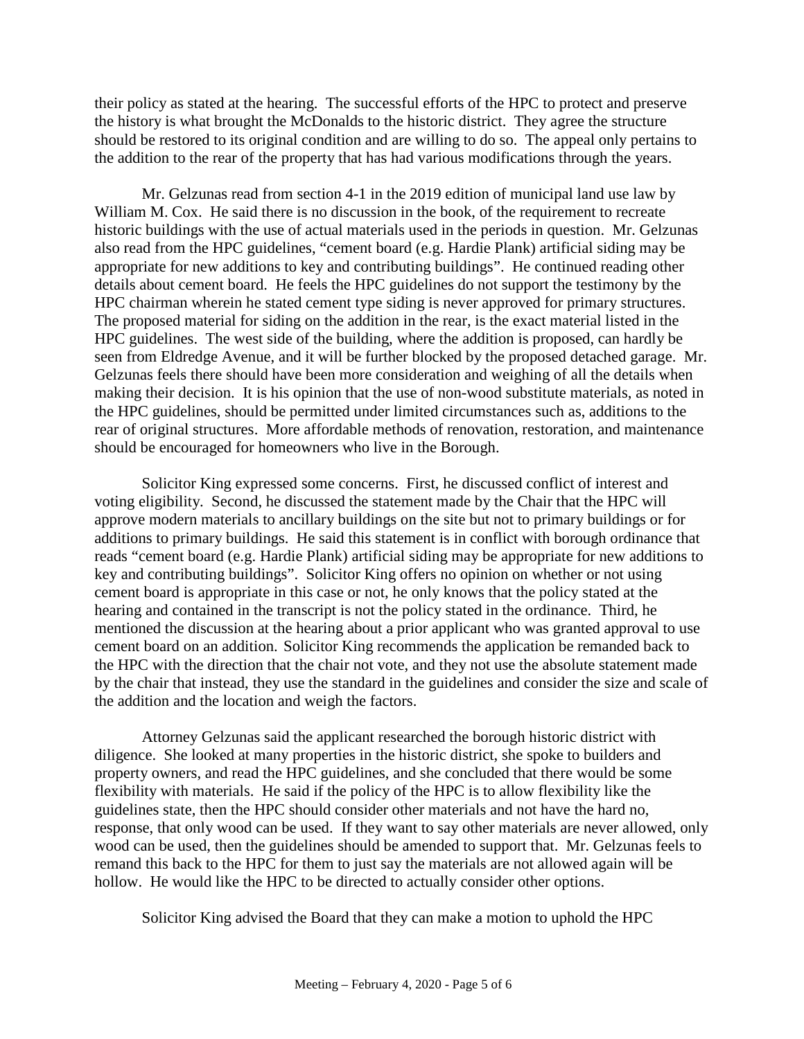their policy as stated at the hearing. The successful efforts of the HPC to protect and preserve the history is what brought the McDonalds to the historic district. They agree the structure should be restored to its original condition and are willing to do so. The appeal only pertains to the addition to the rear of the property that has had various modifications through the years.

Mr. Gelzunas read from section 4-1 in the 2019 edition of municipal land use law by William M. Cox. He said there is no discussion in the book, of the requirement to recreate historic buildings with the use of actual materials used in the periods in question. Mr. Gelzunas also read from the HPC guidelines, "cement board (e.g. Hardie Plank) artificial siding may be appropriate for new additions to key and contributing buildings". He continued reading other details about cement board. He feels the HPC guidelines do not support the testimony by the HPC chairman wherein he stated cement type siding is never approved for primary structures. The proposed material for siding on the addition in the rear, is the exact material listed in the HPC guidelines. The west side of the building, where the addition is proposed, can hardly be seen from Eldredge Avenue, and it will be further blocked by the proposed detached garage. Mr. Gelzunas feels there should have been more consideration and weighing of all the details when making their decision. It is his opinion that the use of non-wood substitute materials, as noted in the HPC guidelines, should be permitted under limited circumstances such as, additions to the rear of original structures. More affordable methods of renovation, restoration, and maintenance should be encouraged for homeowners who live in the Borough.

Solicitor King expressed some concerns. First, he discussed conflict of interest and voting eligibility. Second, he discussed the statement made by the Chair that the HPC will approve modern materials to ancillary buildings on the site but not to primary buildings or for additions to primary buildings. He said this statement is in conflict with borough ordinance that reads "cement board (e.g. Hardie Plank) artificial siding may be appropriate for new additions to key and contributing buildings". Solicitor King offers no opinion on whether or not using cement board is appropriate in this case or not, he only knows that the policy stated at the hearing and contained in the transcript is not the policy stated in the ordinance. Third, he mentioned the discussion at the hearing about a prior applicant who was granted approval to use cement board on an addition. Solicitor King recommends the application be remanded back to the HPC with the direction that the chair not vote, and they not use the absolute statement made by the chair that instead, they use the standard in the guidelines and consider the size and scale of the addition and the location and weigh the factors.

Attorney Gelzunas said the applicant researched the borough historic district with diligence. She looked at many properties in the historic district, she spoke to builders and property owners, and read the HPC guidelines, and she concluded that there would be some flexibility with materials. He said if the policy of the HPC is to allow flexibility like the guidelines state, then the HPC should consider other materials and not have the hard no, response, that only wood can be used. If they want to say other materials are never allowed, only wood can be used, then the guidelines should be amended to support that. Mr. Gelzunas feels to remand this back to the HPC for them to just say the materials are not allowed again will be hollow. He would like the HPC to be directed to actually consider other options.

Solicitor King advised the Board that they can make a motion to uphold the HPC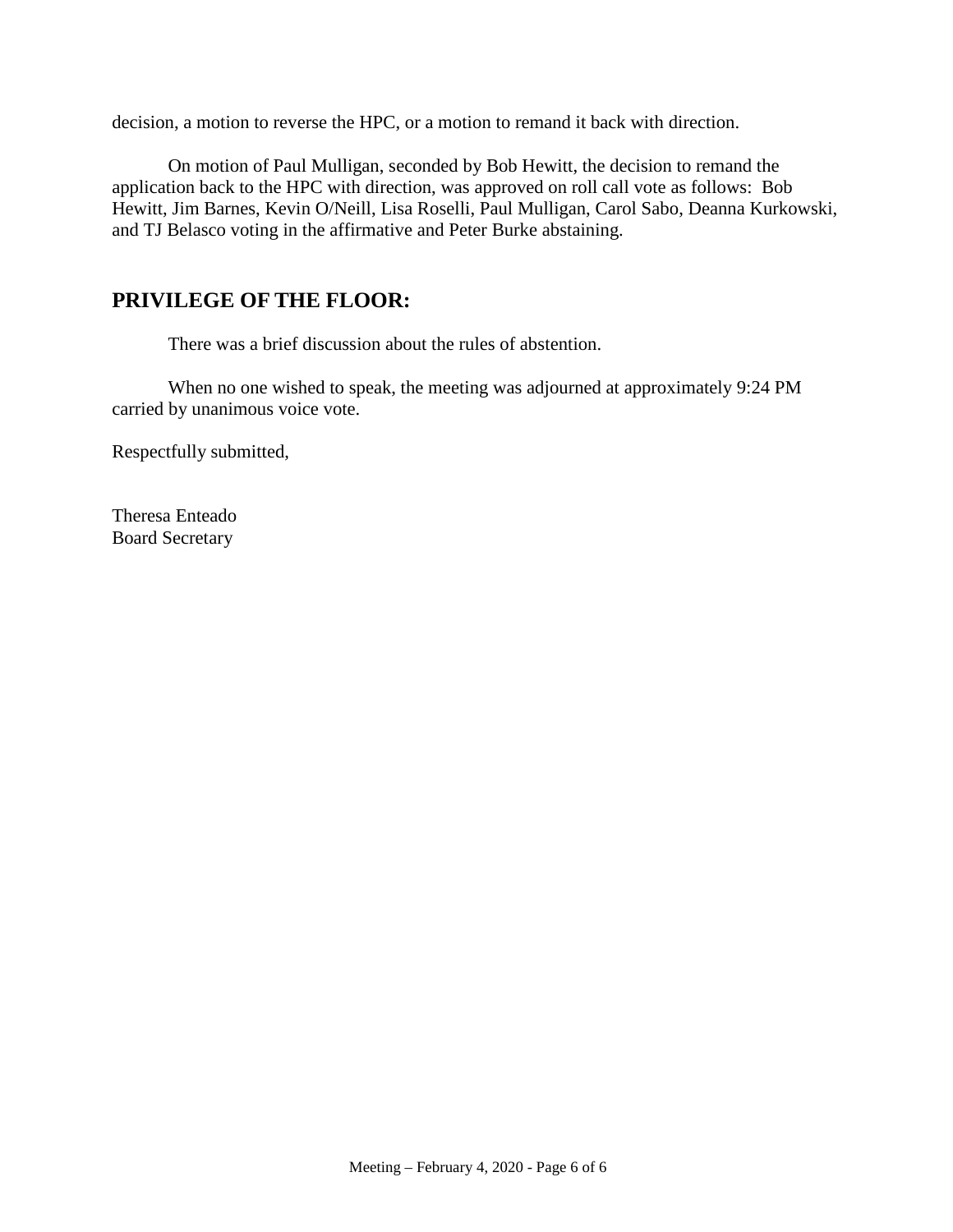decision, a motion to reverse the HPC, or a motion to remand it back with direction.

On motion of Paul Mulligan, seconded by Bob Hewitt, the decision to remand the application back to the HPC with direction, was approved on roll call vote as follows: Bob Hewitt, Jim Barnes, Kevin O/Neill, Lisa Roselli, Paul Mulligan, Carol Sabo, Deanna Kurkowski, and TJ Belasco voting in the affirmative and Peter Burke abstaining.

## PRIVILEGE OF THE FLOOR:

There was a brief discussion about the rules of abstention.

When no one wished to speak, the meeting was adjourned at approximately 9:24 PM carried by unanimous voice vote.

Respectfully submitted,

Theresa Enteado
Board Secretary